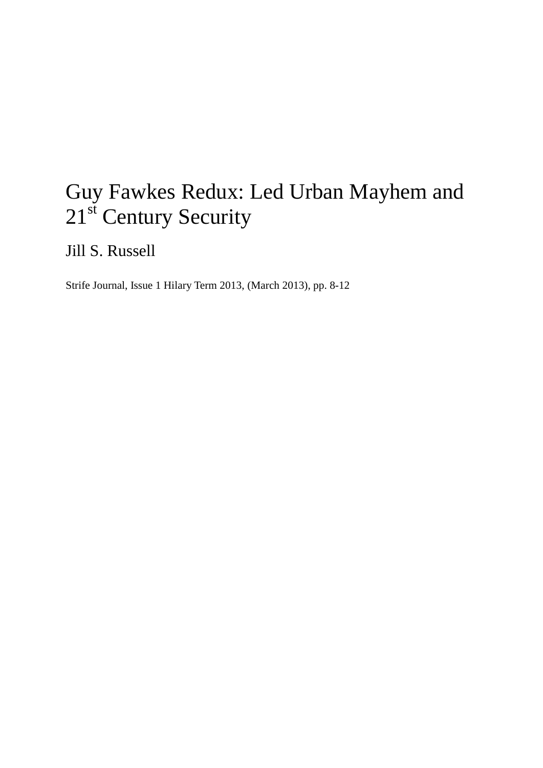# Guy Fawkes Redux: Led Urban Mayhem and 21st Century Security

Jill S. Russell

Strife Journal, Issue 1 Hilary Term 2013, (March 2013), pp. 8-12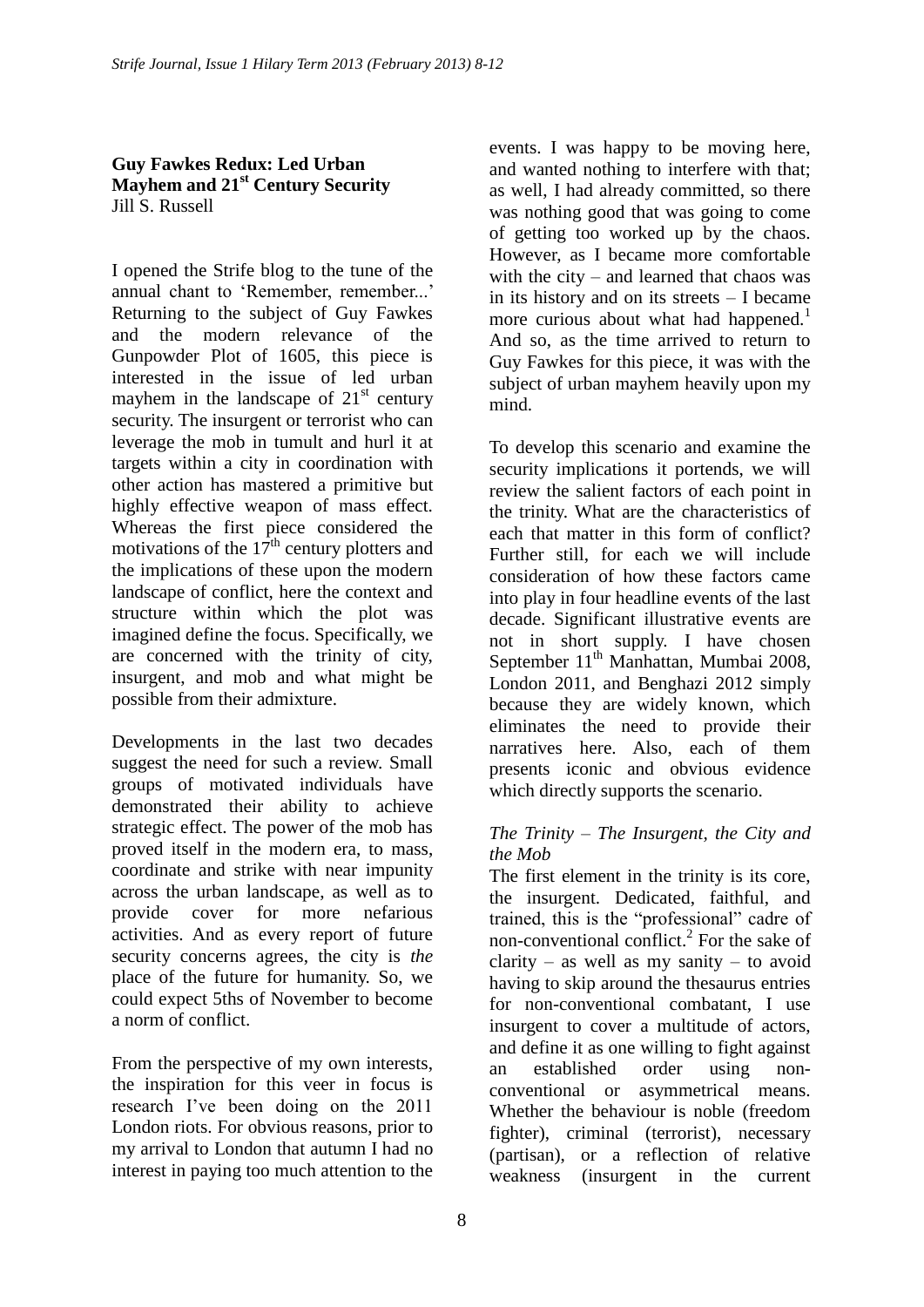## Guy Fawkes Redux: Led Urban Mayhem and 21st Century Security

Jill S. Russell

I opened the Strife blog to the tune of the annual chant to 'Remember, remember...' Returning to the subject of Guy Fawkes and the modern relevance of the Gunpowder Plot of 1605, this piece is interested in the issue of led urban mayhem in the landscape of 21st century security. The insurgent or terrorist who can leverage the mob in tumult and hurl it at targets within a city in coordination with other action has mastered a primitive but highly effective weapon of mass effect. Whereas the first piece considered the motivations of the 17th century plotters and the implications of these upon the modern landscape of conflict, here the context and structure within which the plot was imagined define the focus. Specifically, we are concerned with the trinity of city, insurgent, and mob and what might be possible from their admixture.

Developments in the last two decades suggest the need for such a review. Small groups of motivated individuals have demonstrated their ability to achieve strategic effect. The power of the mob has proved itself in the modern era, to mass, coordinate and strike with near impunity across the urban landscape, as well as to provide cover for more nefarious activities. And as every report of future security concerns agrees, the city is *the* place of the future for humanity. So, we could expect 5ths of November to become a norm of conflict.

From the perspective of my own interests, the inspiration for this veer in focus is research I've been doing on the 2011 London riots. For obvious reasons, prior to my arrival to London that autumn I had no interest in paying too much attention to the events. I was happy to be moving here, and wanted nothing to interfere with that; as well, I had already committed, so there was nothing good that was going to come of getting too worked up by the chaos. However, as I became more comfortable with the city – and learned that chaos was in its history and on its streets – I became more curious about what had happened.[1] And so, as the time arrived to return to Guy Fawkes for this piece, it was with the subject of urban mayhem heavily upon my mind.

To develop this scenario and examine the security implications it portends, we will review the salient factors of each point in the trinity. What are the characteristics of each that matter in this form of conflict? Further still, for each we will include consideration of how these factors came into play in four headline events of the last decade. Significant illustrative events are not in short supply. I have chosen September 11th Manhattan, Mumbai 2008, London 2011, and Benghazi 2012 simply because they are widely known, which eliminates the need to provide their narratives here. Also, each of them presents iconic and obvious evidence which directly supports the scenario.

### *The Trinity – The Insurgent, the City and the Mob*

The first element in the trinity is its core, the insurgent. Dedicated, faithful, and trained, this is the "professional" cadre of non-conventional conflict.[2] For the sake of clarity – as well as my sanity – to avoid having to skip around the thesaurus entries for non-conventional combatant, I use insurgent to cover a multitude of actors, and define it as one willing to fight against an established order using non-conventional or asymmetrical means. Whether the behaviour is noble (freedom fighter), criminal (terrorist), necessary (partisan), or a reflection of relative weakness (insurgent in the current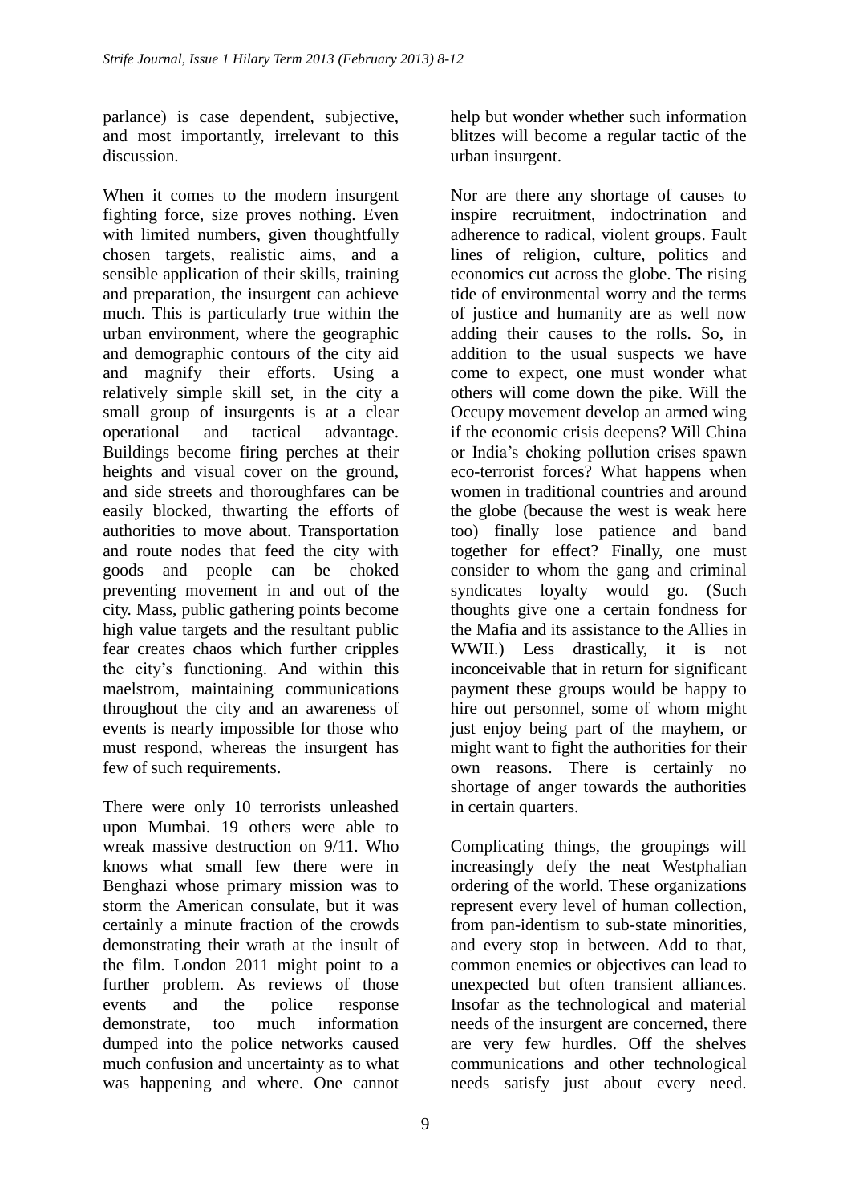parlance) is case dependent, subjective, and most importantly, irrelevant to this discussion.

When it comes to the modern insurgent fighting force, size proves nothing. Even with limited numbers, given thoughtfully chosen targets, realistic aims, and a sensible application of their skills, training and preparation, the insurgent can achieve much. This is particularly true within the urban environment, where the geographic and demographic contours of the city aid and magnify their efforts. Using a relatively simple skill set, in the city a small group of insurgents is at a clear operational and tactical advantage. Buildings become firing perches at their heights and visual cover on the ground, and side streets and thoroughfares can be easily blocked, thwarting the efforts of authorities to move about. Transportation and route nodes that feed the city with goods and people can be choked preventing movement in and out of the city. Mass, public gathering points become high value targets and the resultant public fear creates chaos which further cripples the city's functioning. And within this maelstrom, maintaining communications throughout the city and an awareness of events is nearly impossible for those who must respond, whereas the insurgent has few of such requirements.

There were only 10 terrorists unleashed upon Mumbai. 19 others were able to wreak massive destruction on 9/11. Who knows what small few there were in Benghazi whose primary mission was to storm the American consulate, but it was certainly a minute fraction of the crowds demonstrating their wrath at the insult of the film. London 2011 might point to a further problem. As reviews of those events and the police response demonstrate, too much information dumped into the police networks caused much confusion and uncertainty as to what was happening and where. One cannot help but wonder whether such information blitzes will become a regular tactic of the urban insurgent.

Nor are there any shortage of causes to inspire recruitment, indoctrination and adherence to radical, violent groups. Fault lines of religion, culture, politics and economics cut across the globe. The rising tide of environmental worry and the terms of justice and humanity are as well now adding their causes to the rolls. So, in addition to the usual suspects we have come to expect, one must wonder what others will come down the pike. Will the Occupy movement develop an armed wing if the economic crisis deepens? Will China or India's choking pollution crises spawn eco-terrorist forces? What happens when women in traditional countries and around the globe (because the west is weak here too) finally lose patience and band together for effect? Finally, one must consider to whom the gang and criminal syndicates loyalty would go. (Such thoughts give one a certain fondness for the Mafia and its assistance to the Allies in WWII.) Less drastically, it is not inconceivable that in return for significant payment these groups would be happy to hire out personnel, some of whom might just enjoy being part of the mayhem, or might want to fight the authorities for their own reasons. There is certainly no shortage of anger towards the authorities in certain quarters.

Complicating things, the groupings will increasingly defy the neat Westphalian ordering of the world. These organizations represent every level of human collection, from pan-identism to sub-state minorities, and every stop in between. Add to that, common enemies or objectives can lead to unexpected but often transient alliances. Insofar as the technological and material needs of the insurgent are concerned, there are very few hurdles. Off the shelves communications and other technological needs satisfy just about every need.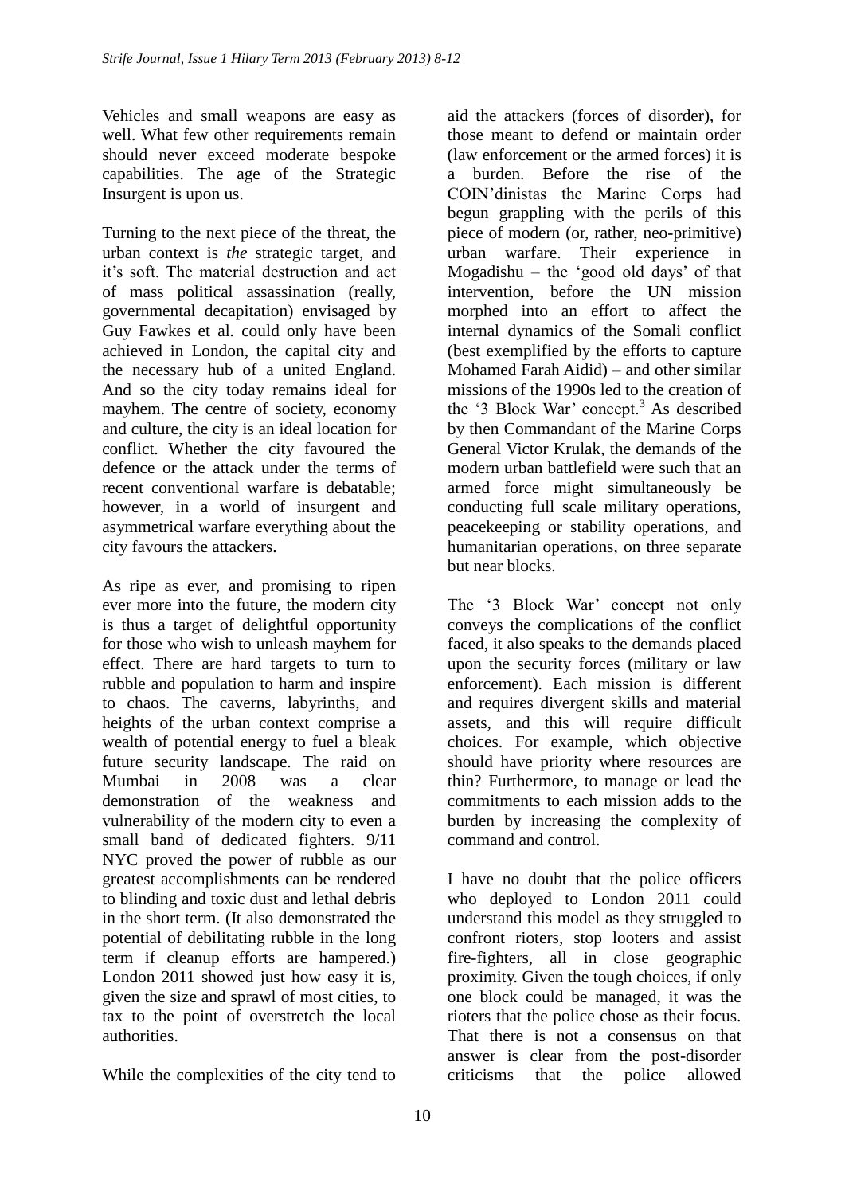Vehicles and small weapons are easy as well. What few other requirements remain should never exceed moderate bespoke capabilities. The age of the Strategic Insurgent is upon us.

Turning to the next piece of the threat, the urban context is *the* strategic target, and it's soft. The material destruction and act of mass political assassination (really, governmental decapitation) envisaged by Guy Fawkes et al. could only have been achieved in London, the capital city and the necessary hub of a united England. And so the city today remains ideal for mayhem. The centre of society, economy and culture, the city is an ideal location for conflict. Whether the city favoured the defence or the attack under the terms of recent conventional warfare is debatable; however, in a world of insurgent and asymmetrical warfare everything about the city favours the attackers.

As ripe as ever, and promising to ripen ever more into the future, the modern city is thus a target of delightful opportunity for those who wish to unleash mayhem for effect. There are hard targets to turn to rubble and population to harm and inspire to chaos. The caverns, labyrinths, and heights of the urban context comprise a wealth of potential energy to fuel a bleak future security landscape. The raid on Mumbai in 2008 was a clear demonstration of the weakness and vulnerability of the modern city to even a small band of dedicated fighters. 9/11 NYC proved the power of rubble as our greatest accomplishments can be rendered to blinding and toxic dust and lethal debris in the short term. (It also demonstrated the potential of debilitating rubble in the long term if cleanup efforts are hampered.) London 2011 showed just how easy it is, given the size and sprawl of most cities, to tax to the point of overstretch the local authorities.

While the complexities of the city tend to aid the attackers (forces of disorder), for those meant to defend or maintain order (law enforcement or the armed forces) it is a burden. Before the rise of the COIN'dinistas the Marine Corps had begun grappling with the perils of this piece of modern (or, rather, neo-primitive) urban warfare. Their experience in Mogadishu – the 'good old days' of that intervention, before the UN mission morphed into an effort to affect the internal dynamics of the Somali conflict (best exemplified by the efforts to capture Mohamed Farah Aidid) – and other similar missions of the 1990s led to the creation of the '3 Block War' concept.[3] As described by then Commandant of the Marine Corps General Victor Krulak, the demands of the modern urban battlefield were such that an armed force might simultaneously be conducting full scale military operations, peacekeeping or stability operations, and humanitarian operations, on three separate but near blocks.

The '3 Block War' concept not only conveys the complications of the conflict faced, it also speaks to the demands placed upon the security forces (military or law enforcement). Each mission is different and requires divergent skills and material assets, and this will require difficult choices. For example, which objective should have priority where resources are thin? Furthermore, to manage or lead the commitments to each mission adds to the burden by increasing the complexity of command and control.

I have no doubt that the police officers who deployed to London 2011 could understand this model as they struggled to confront rioters, stop looters and assist fire-fighters, all in close geographic proximity. Given the tough choices, if only one block could be managed, it was the rioters that the police chose as their focus. That there is not a consensus on that answer is clear from the post-disorder criticisms that the police allowed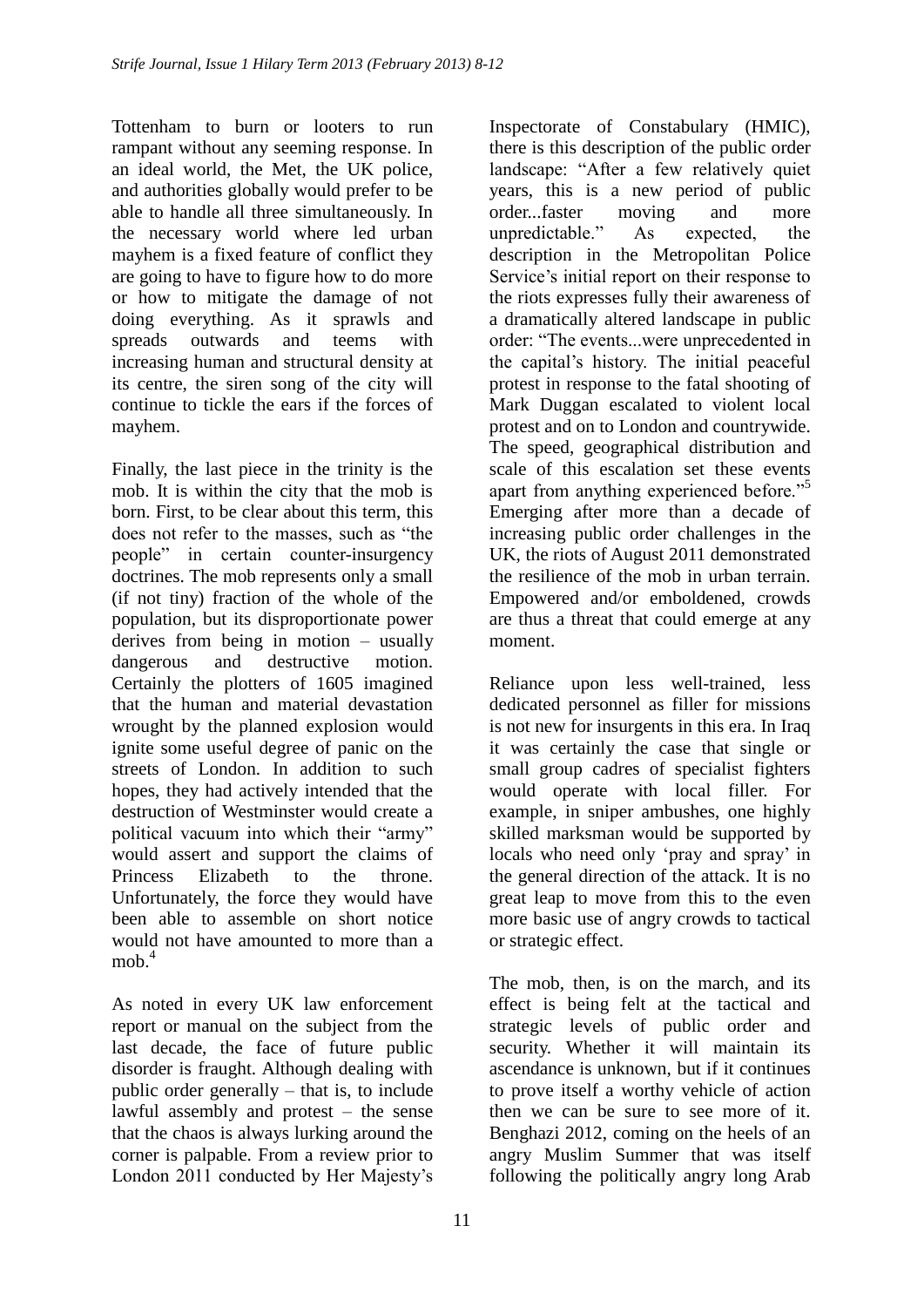Tottenham to burn or looters to run rampant without any seeming response. In an ideal world, the Met, the UK police, and authorities globally would prefer to be able to handle all three simultaneously. In the necessary world where led urban mayhem is a fixed feature of conflict they are going to have to figure how to do more or how to mitigate the damage of not doing everything. As it sprawls and spreads outwards and teems with increasing human and structural density at its centre, the siren song of the city will continue to tickle the ears if the forces of mayhem.

Finally, the last piece in the trinity is the mob. It is within the city that the mob is born. First, to be clear about this term, this does not refer to the masses, such as "the people" in certain counter-insurgency doctrines. The mob represents only a small (if not tiny) fraction of the whole of the population, but its disproportionate power derives from being in motion – usually dangerous and destructive motion. Certainly the plotters of 1605 imagined that the human and material devastation wrought by the planned explosion would ignite some useful degree of panic on the streets of London. In addition to such hopes, they had actively intended that the destruction of Westminster would create a political vacuum into which their "army" would assert and support the claims of Princess Elizabeth to the throne. Unfortunately, the force they would have been able to assemble on short notice would not have amounted to more than a mob.[4]

As noted in every UK law enforcement report or manual on the subject from the last decade, the face of future public disorder is fraught. Although dealing with public order generally – that is, to include lawful assembly and protest – the sense that the chaos is always lurking around the corner is palpable. From a review prior to London 2011 conducted by Her Majesty's Inspectorate of Constabulary (HMIC), there is this description of the public order landscape: "After a few relatively quiet years, this is a new period of public order...faster moving and more unpredictable." As expected, the description in the Metropolitan Police Service's initial report on their response to the riots expresses fully their awareness of a dramatically altered landscape in public order: "The events...were unprecedented in the capital's history. The initial peaceful protest in response to the fatal shooting of Mark Duggan escalated to violent local protest and on to London and countrywide. The speed, geographical distribution and scale of this escalation set these events apart from anything experienced before."[5] Emerging after more than a decade of increasing public order challenges in the UK, the riots of August 2011 demonstrated the resilience of the mob in urban terrain. Empowered and/or emboldened, crowds are thus a threat that could emerge at any moment.

Reliance upon less well-trained, less dedicated personnel as filler for missions is not new for insurgents in this era. In Iraq it was certainly the case that single or small group cadres of specialist fighters would operate with local filler. For example, in sniper ambushes, one highly skilled marksman would be supported by locals who need only 'pray and spray' in the general direction of the attack. It is no great leap to move from this to the even more basic use of angry crowds to tactical or strategic effect.

The mob, then, is on the march, and its effect is being felt at the tactical and strategic levels of public order and security. Whether it will maintain its ascendance is unknown, but if it continues to prove itself a worthy vehicle of action then we can be sure to see more of it. Benghazi 2012, coming on the heels of an angry Muslim Summer that was itself following the politically angry long Arab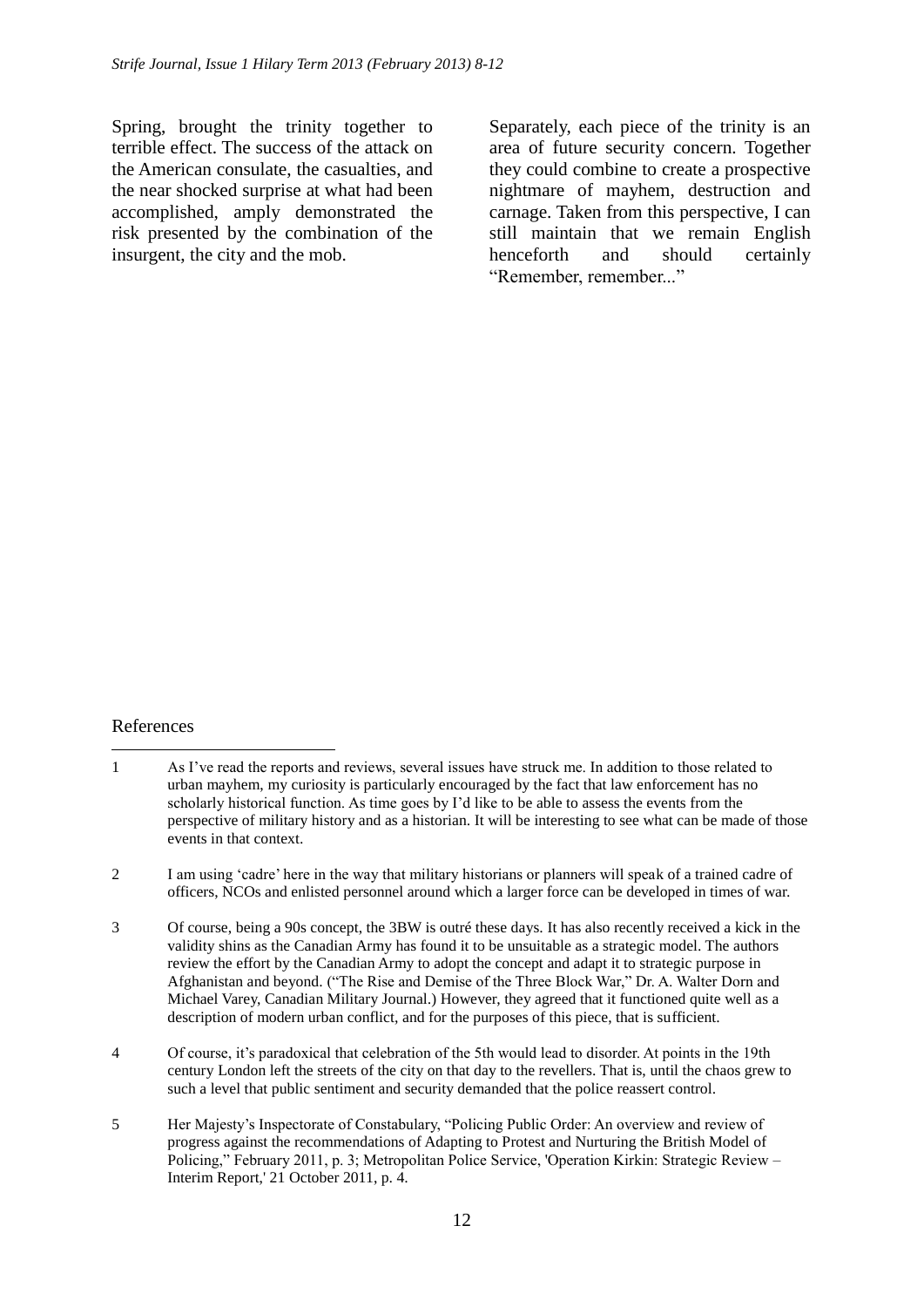Spring, brought the trinity together to terrible effect. The success of the attack on the American consulate, the casualties, and the near shocked surprise at what had been accomplished, amply demonstrated the risk presented by the combination of the insurgent, the city and the mob.

Separately, each piece of the trinity is an area of future security concern. Together they could combine to create a prospective nightmare of mayhem, destruction and carnage. Taken from this perspective, I can still maintain that we remain English henceforth and should certainly "Remember, remember..."

## References

1. As I've read the reports and reviews, several issues have struck me. In addition to those related to urban mayhem, my curiosity is particularly encouraged by the fact that law enforcement has no scholarly historical function. As time goes by I'd like to be able to assess the events from the perspective of military history and as a historian. It will be interesting to see what can be made of those events in that context.

2. I am using 'cadre' here in the way that military historians or planners will speak of a trained cadre of officers, NCOs and enlisted personnel around which a larger force can be developed in times of war.

3. Of course, being a 90s concept, the 3BW is outré these days. It has also recently received a kick in the validity shins as the Canadian Army has found it to be unsuitable as a strategic model. The authors review the effort by the Canadian Army to adopt the concept and adapt it to strategic purpose in Afghanistan and beyond. ("The Rise and Demise of the Three Block War," Dr. A. Walter Dorn and Michael Varey, Canadian Military Journal.) However, they agreed that it functioned quite well as a description of modern urban conflict, and for the purposes of this piece, that is sufficient.

4. Of course, it's paradoxical that celebration of the 5th would lead to disorder. At points in the 19th century London left the streets of the city on that day to the revellers. That is, until the chaos grew to such a level that public sentiment and security demanded that the police reassert control.

5. Her Majesty's Inspectorate of Constabulary, "Policing Public Order: An overview and review of progress against the recommendations of Adapting to Protest and Nurturing the British Model of Policing," February 2011, p. 3; Metropolitan Police Service, 'Operation Kirkin: Strategic Review – Interim Report,' 21 October 2011, p. 4.